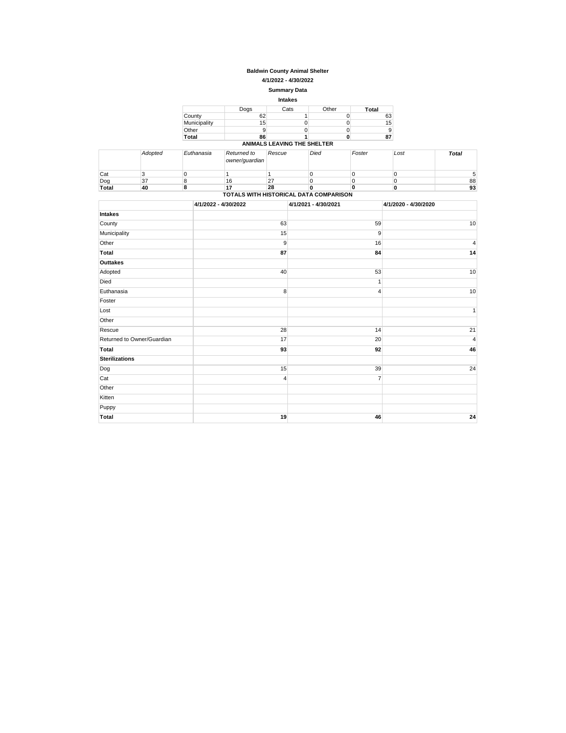**Baldwin County Animal Shelter**

**4/1/2022 - 4/30/2022**

**Summary Data**

**Intakes**

| | Dogs | Cats | Other | **Total** |
|---|---|---|---|---|
| County | 62 | 1 | 0 | 63 |
| Municipality | 15 | 0 | 0 | 15 |
| Other | 9 | 0 | 0 | 9 |
| **Total** | **86** | **1** | **0** | **87** |

**ANIMALS LEAVING THE SHELTER**

| | *Adopted* | *Euthanasia* | *Returned to owner/guardian* | *Rescue* | *Died* | *Foster* | *Lost* | ***Total*** |
|---|---|---|---|---|---|---|---|---|
| Cat | 3 | 0 | 1 | 1 | 0 | 0 | 0 | 5 |
| Dog | 37 | 8 | 16 | 27 | 0 | 0 | 0 | 88 |
| **Total** | **40** | **8** | **17** | **28** | **0** | **0** | **0** | **93** |

**TOTALS WITH HISTORICAL DATA COMPARISON**

| | **4/1/2022 - 4/30/2022** | **4/1/2021 - 4/30/2021** | **4/1/2020 - 4/30/2020** |
|---|---|---|---|
| **Intakes** | | | |
| County | 63 | 59 | 10 |
| Municipality | 15 | 9 | |
| Other | 9 | 16 | 4 |
| **Total** | **87** | **84** | **14** |
| **Outtakes** | | | |
| Adopted | 40 | 53 | 10 |
| Died | | 1 | |
| Euthanasia | 8 | 4 | 10 |
| Foster | | | |
| Lost | | | 1 |
| Other | | | |
| Rescue | 28 | 14 | 21 |
| Returned to Owner/Guardian | 17 | 20 | 4 |
| **Total** | **93** | **92** | **46** |
| **Sterilizations** | | | |
| Dog | 15 | 39 | 24 |
| Cat | 4 | 7 | |
| Other | | | |
| Kitten | | | |
| Puppy | | | |
| **Total** | **19** | **46** | **24** |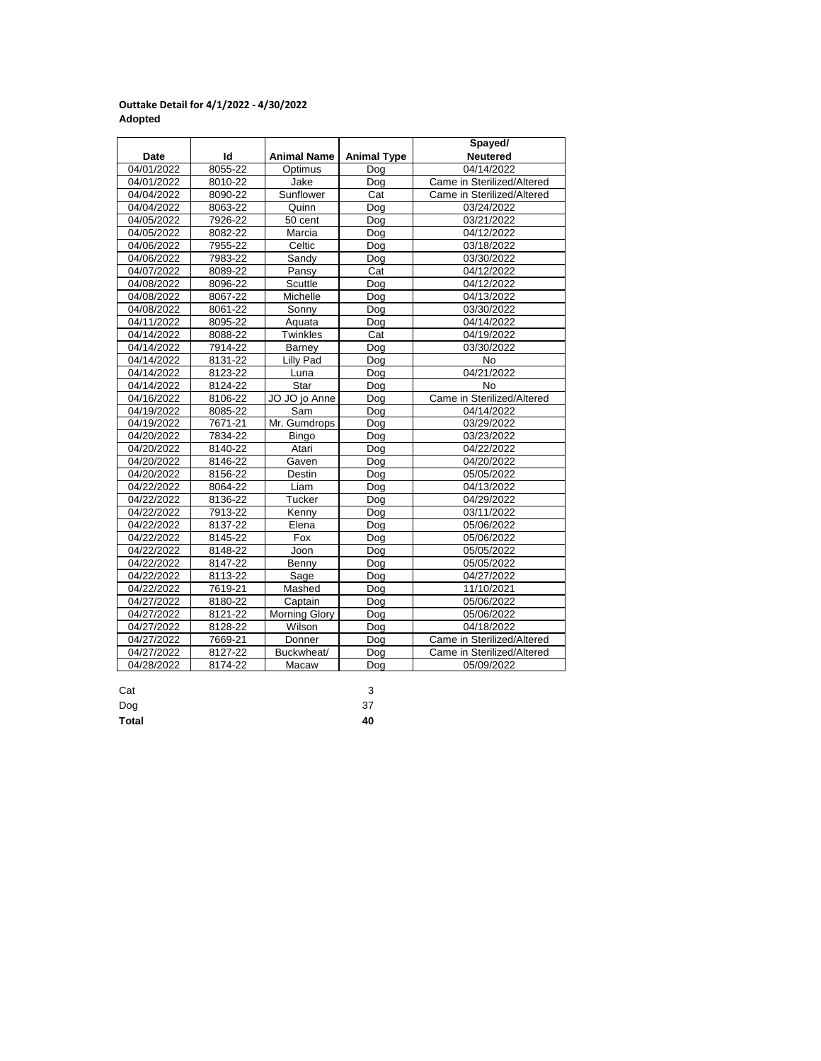**Outtake Detail for 4/1/2022 - 4/30/2022**
**Adopted**

| Date | Id | Animal Name | Animal Type | Spayed/ Neutered |
|---|---|---|---|---|
| 04/01/2022 | 8055-22 | Optimus | Dog | 04/14/2022 |
| 04/01/2022 | 8010-22 | Jake | Dog | Came in Sterilized/Altered |
| 04/04/2022 | 8090-22 | Sunflower | Cat | Came in Sterilized/Altered |
| 04/04/2022 | 8063-22 | Quinn | Dog | 03/24/2022 |
| 04/05/2022 | 7926-22 | 50 cent | Dog | 03/21/2022 |
| 04/05/2022 | 8082-22 | Marcia | Dog | 04/12/2022 |
| 04/06/2022 | 7955-22 | Celtic | Dog | 03/18/2022 |
| 04/06/2022 | 7983-22 | Sandy | Dog | 03/30/2022 |
| 04/07/2022 | 8089-22 | Pansy | Cat | 04/12/2022 |
| 04/08/2022 | 8096-22 | Scuttle | Dog | 04/12/2022 |
| 04/08/2022 | 8067-22 | Michelle | Dog | 04/13/2022 |
| 04/08/2022 | 8061-22 | Sonny | Dog | 03/30/2022 |
| 04/11/2022 | 8095-22 | Aquata | Dog | 04/14/2022 |
| 04/14/2022 | 8088-22 | Twinkles | Cat | 04/19/2022 |
| 04/14/2022 | 7914-22 | Barney | Dog | 03/30/2022 |
| 04/14/2022 | 8131-22 | Lilly Pad | Dog | No |
| 04/14/2022 | 8123-22 | Luna | Dog | 04/21/2022 |
| 04/14/2022 | 8124-22 | Star | Dog | No |
| 04/16/2022 | 8106-22 | JO JO jo Anne | Dog | Came in Sterilized/Altered |
| 04/19/2022 | 8085-22 | Sam | Dog | 04/14/2022 |
| 04/19/2022 | 7671-21 | Mr. Gumdrops | Dog | 03/29/2022 |
| 04/20/2022 | 7834-22 | Bingo | Dog | 03/23/2022 |
| 04/20/2022 | 8140-22 | Atari | Dog | 04/22/2022 |
| 04/20/2022 | 8146-22 | Gaven | Dog | 04/20/2022 |
| 04/20/2022 | 8156-22 | Destin | Dog | 05/05/2022 |
| 04/22/2022 | 8064-22 | Liam | Dog | 04/13/2022 |
| 04/22/2022 | 8136-22 | Tucker | Dog | 04/29/2022 |
| 04/22/2022 | 7913-22 | Kenny | Dog | 03/11/2022 |
| 04/22/2022 | 8137-22 | Elena | Dog | 05/06/2022 |
| 04/22/2022 | 8145-22 | Fox | Dog | 05/06/2022 |
| 04/22/2022 | 8148-22 | Joon | Dog | 05/05/2022 |
| 04/22/2022 | 8147-22 | Benny | Dog | 05/05/2022 |
| 04/22/2022 | 8113-22 | Sage | Dog | 04/27/2022 |
| 04/22/2022 | 7619-21 | Mashed | Dog | 11/10/2021 |
| 04/27/2022 | 8180-22 | Captain | Dog | 05/06/2022 |
| 04/27/2022 | 8121-22 | Morning Glory | Dog | 05/06/2022 |
| 04/27/2022 | 8128-22 | Wilson | Dog | 04/18/2022 |
| 04/27/2022 | 7669-21 | Donner | Dog | Came in Sterilized/Altered |
| 04/27/2022 | 8127-22 | Buckwheat/ | Dog | Came in Sterilized/Altered |
| 04/28/2022 | 8174-22 | Macaw | Dog | 05/09/2022 |

| | |
|---|---|
| Cat | 3 |
| Dog | 37 |
| **Total** | **40** |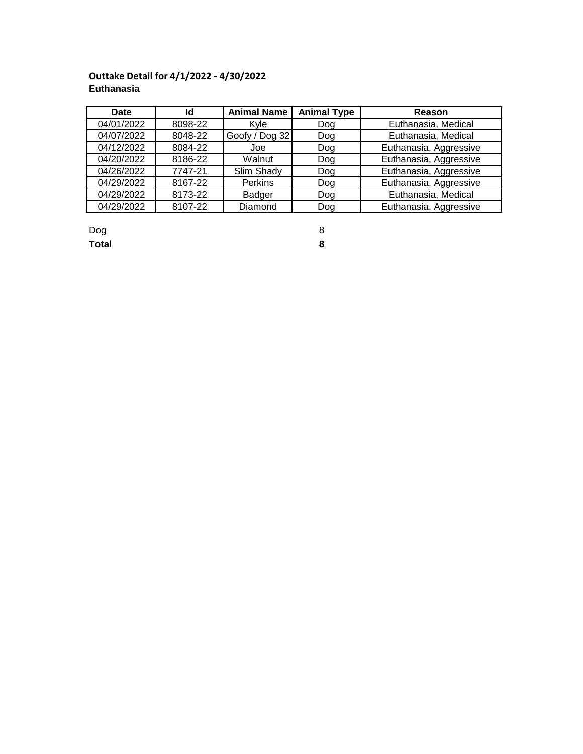**Outtake Detail for 4/1/2022 - 4/30/2022**
**Euthanasia**

| Date | Id | Animal Name | Animal Type | Reason |
|---|---|---|---|---|
| 04/01/2022 | 8098-22 | Kyle | Dog | Euthanasia, Medical |
| 04/07/2022 | 8048-22 | Goofy / Dog 32 | Dog | Euthanasia, Medical |
| 04/12/2022 | 8084-22 | Joe | Dog | Euthanasia, Aggressive |
| 04/20/2022 | 8186-22 | Walnut | Dog | Euthanasia, Aggressive |
| 04/26/2022 | 7747-21 | Slim Shady | Dog | Euthanasia, Aggressive |
| 04/29/2022 | 8167-22 | Perkins | Dog | Euthanasia, Aggressive |
| 04/29/2022 | 8173-22 | Badger | Dog | Euthanasia, Medical |
| 04/29/2022 | 8107-22 | Diamond | Dog | Euthanasia, Aggressive |

| | |
|---|---|
| Dog | 8 |
| **Total** | **8** |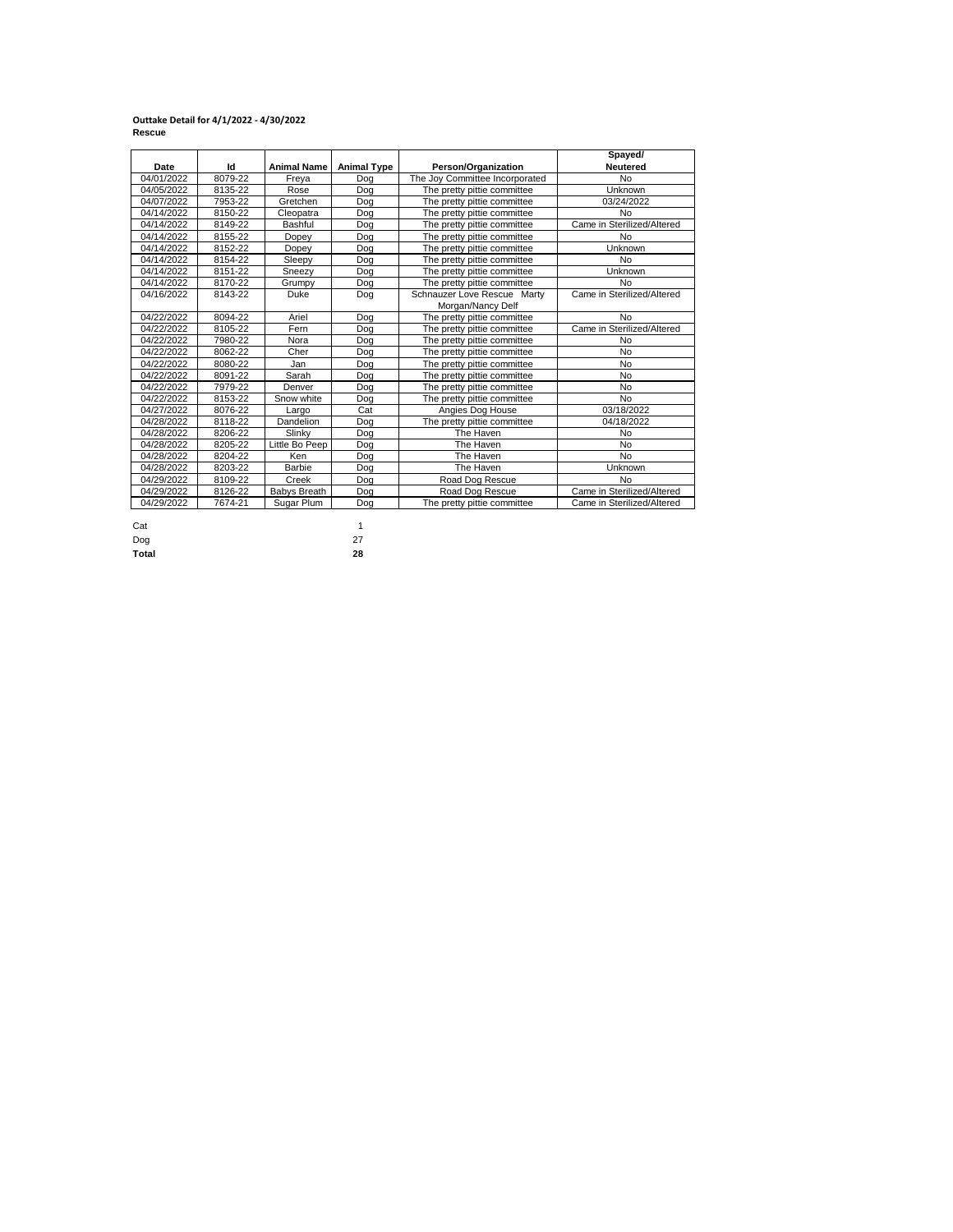**Outtake Detail for 4/1/2022 - 4/30/2022**
**Rescue**

| Date | Id | Animal Name | Animal Type | Person/Organization | Spayed/ Neutered |
|---|---|---|---|---|---|
| 04/01/2022 | 8079-22 | Freya | Dog | The Joy Committee Incorporated | No |
| 04/05/2022 | 8135-22 | Rose | Dog | The pretty pittie committee | Unknown |
| 04/07/2022 | 7953-22 | Gretchen | Dog | The pretty pittie committee | 03/24/2022 |
| 04/14/2022 | 8150-22 | Cleopatra | Dog | The pretty pittie committee | No |
| 04/14/2022 | 8149-22 | Bashful | Dog | The pretty pittie committee | Came in Sterilized/Altered |
| 04/14/2022 | 8155-22 | Dopey | Dog | The pretty pittie committee | No |
| 04/14/2022 | 8152-22 | Dopey | Dog | The pretty pittie committee | Unknown |
| 04/14/2022 | 8154-22 | Sleepy | Dog | The pretty pittie committee | No |
| 04/14/2022 | 8151-22 | Sneezy | Dog | The pretty pittie committee | Unknown |
| 04/14/2022 | 8170-22 | Grumpy | Dog | The pretty pittie committee | No |
| 04/16/2022 | 8143-22 | Duke | Dog | Schnauzer Love Rescue Marty Morgan/Nancy Delf | Came in Sterilized/Altered |
| 04/22/2022 | 8094-22 | Ariel | Dog | The pretty pittie committee | No |
| 04/22/2022 | 8105-22 | Fern | Dog | The pretty pittie committee | Came in Sterilized/Altered |
| 04/22/2022 | 7980-22 | Nora | Dog | The pretty pittie committee | No |
| 04/22/2022 | 8062-22 | Cher | Dog | The pretty pittie committee | No |
| 04/22/2022 | 8080-22 | Jan | Dog | The pretty pittie committee | No |
| 04/22/2022 | 8091-22 | Sarah | Dog | The pretty pittie committee | No |
| 04/22/2022 | 7979-22 | Denver | Dog | The pretty pittie committee | No |
| 04/22/2022 | 8153-22 | Snow white | Dog | The pretty pittie committee | No |
| 04/27/2022 | 8076-22 | Largo | Cat | Angies Dog House | 03/18/2022 |
| 04/28/2022 | 8118-22 | Dandelion | Dog | The pretty pittie committee | 04/18/2022 |
| 04/28/2022 | 8206-22 | Slinky | Dog | The Haven | No |
| 04/28/2022 | 8205-22 | Little Bo Peep | Dog | The Haven | No |
| 04/28/2022 | 8204-22 | Ken | Dog | The Haven | No |
| 04/28/2022 | 8203-22 | Barbie | Dog | The Haven | Unknown |
| 04/29/2022 | 8109-22 | Creek | Dog | Road Dog Rescue | No |
| 04/29/2022 | 8126-22 | Babys Breath | Dog | Road Dog Rescue | Came in Sterilized/Altered |
| 04/29/2022 | 7674-21 | Sugar Plum | Dog | The pretty pittie committee | Came in Sterilized/Altered |

| | |
|---|---|
| Cat | 1 |
| Dog | 27 |
| **Total** | **28** |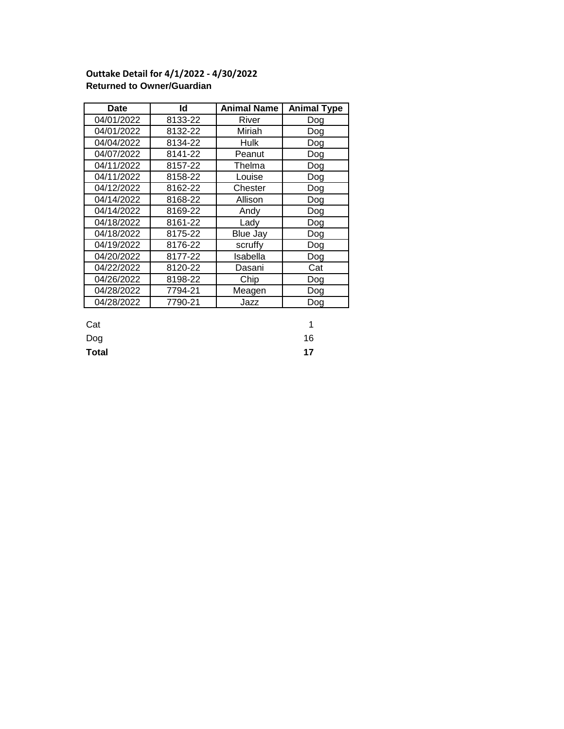**Outtake Detail for 4/1/2022 - 4/30/2022**
**Returned to Owner/Guardian**

| Date | Id | Animal Name | Animal Type |
|---|---|---|---|
| 04/01/2022 | 8133-22 | River | Dog |
| 04/01/2022 | 8132-22 | Miriah | Dog |
| 04/04/2022 | 8134-22 | Hulk | Dog |
| 04/07/2022 | 8141-22 | Peanut | Dog |
| 04/11/2022 | 8157-22 | Thelma | Dog |
| 04/11/2022 | 8158-22 | Louise | Dog |
| 04/12/2022 | 8162-22 | Chester | Dog |
| 04/14/2022 | 8168-22 | Allison | Dog |
| 04/14/2022 | 8169-22 | Andy | Dog |
| 04/18/2022 | 8161-22 | Lady | Dog |
| 04/18/2022 | 8175-22 | Blue Jay | Dog |
| 04/19/2022 | 8176-22 | scruffy | Dog |
| 04/20/2022 | 8177-22 | Isabella | Dog |
| 04/22/2022 | 8120-22 | Dasani | Cat |
| 04/26/2022 | 8198-22 | Chip | Dog |
| 04/28/2022 | 7794-21 | Meagen | Dog |
| 04/28/2022 | 7790-21 | Jazz | Dog |

| | |
|---|---|
| Cat | 1 |
| Dog | 16 |
| **Total** | **17** |